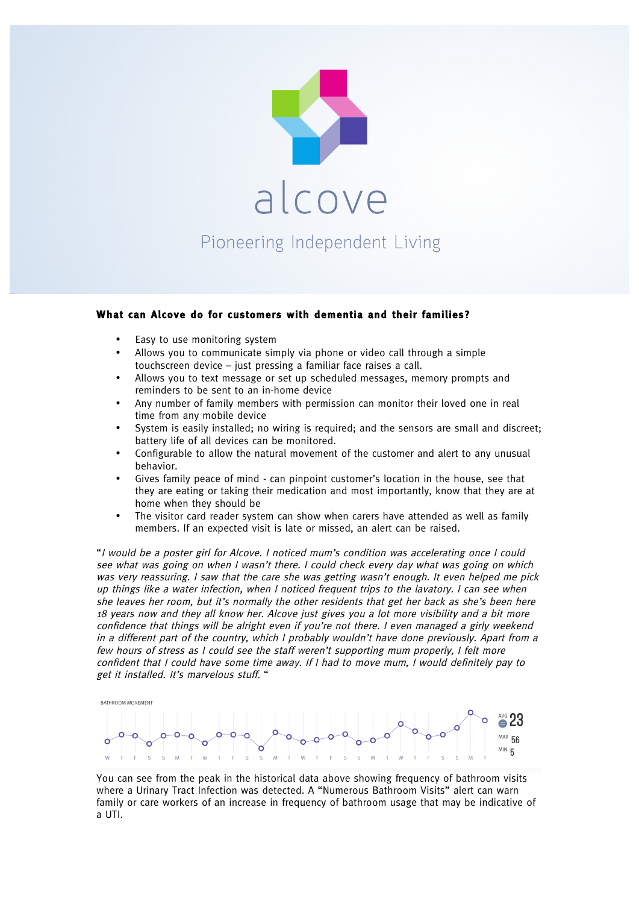alcove

Pioneering Independent Living

**What can Alcove do for customers with dementia and their families?**

- Easy to use monitoring system
- Allows you to communicate simply via phone or video call through a simple touchscreen device – just pressing a familiar face raises a call.
- Allows you to text message or set up scheduled messages, memory prompts and reminders to be sent to an in-home device
- Any number of family members with permission can monitor their loved one in real time from any mobile device
- System is easily installed; no wiring is required; and the sensors are small and discreet; battery life of all devices can be monitored.
- Configurable to allow the natural movement of the customer and alert to any unusual behavior.
- Gives family peace of mind - can pinpoint customer's location in the house, see that they are eating or taking their medication and most importantly, know that they are at home when they should be
- The visitor card reader system can show when carers have attended as well as family members. If an expected visit is late or missed, an alert can be raised.

"*I would be a poster girl for Alcove. I noticed mum's condition was accelerating once I could see what was going on when I wasn't there. I could check every day what was going on which was very reassuring. I saw that the care she was getting wasn't enough. It even helped me pick up things like a water infection, when I noticed frequent trips to the lavatory. I can see when she leaves her room, but it's normally the other residents that get her back as she's been here 18 years now and they all know her. Alcove just gives you a lot more visibility and a bit more confidence that things will be alright even if you're not there. I even managed a girly weekend in a different part of the country, which I probably wouldn't have done previously. Apart from a few hours of stress as I could see the staff weren't supporting mum properly, I felt more confident that I could have some time away. If I had to move mum, I would definitely pay to get it installed. It's marvelous stuff.* "

BATHROOM MOVEMENT

W T F S S M T W T F S S M T W T F S S M T W T F S S M T

AVG 23 MAX 56 MIN 5

You can see from the peak in the historical data above showing frequency of bathroom visits where a Urinary Tract Infection was detected. A "Numerous Bathroom Visits" alert can warn family or care workers of an increase in frequency of bathroom usage that may be indicative of a UTI.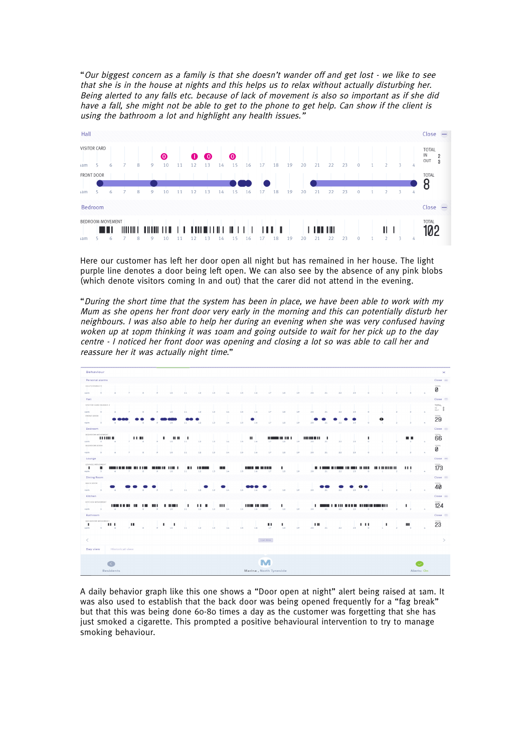"*Our biggest concern as a family is that she doesn't wander off and get lost - we like to see that she is in the house at nights and this helps us to relax without actually disturbing her. Being alerted to any falls etc. because of lack of movement is also so important as if she did have a fall, she might not be able to get to the phone to get help. Can show if the client is using the bathroom a lot and highlight any health issues.*"

Here our customer has left her door open all night but has remained in her house. The light purple line denotes a door being left open. We can also see by the absence of any pink blobs (which denote visitors coming In and out) that the carer did not attend in the evening.

"*During the short time that the system has been in place, we have been able to work with my Mum as she opens her front door very early in the morning and this can potentially disturb her neighbours. I was also able to help her during an evening when she was very confused having woken up at 10pm thinking it was 10am and going outside to wait for her pick up to the day centre - I noticed her front door was opening and closing a lot so was able to call her and reassure her it was actually night time.*"

A daily behavior graph like this one shows a "Door open at night" alert being raised at 1am. It was also used to establish that the back door was being opened frequently for a "fag break" but that this was being done 60-80 times a day as the customer was forgetting that she has just smoked a cigarette. This prompted a positive behavioural intervention to try to manage smoking behaviour.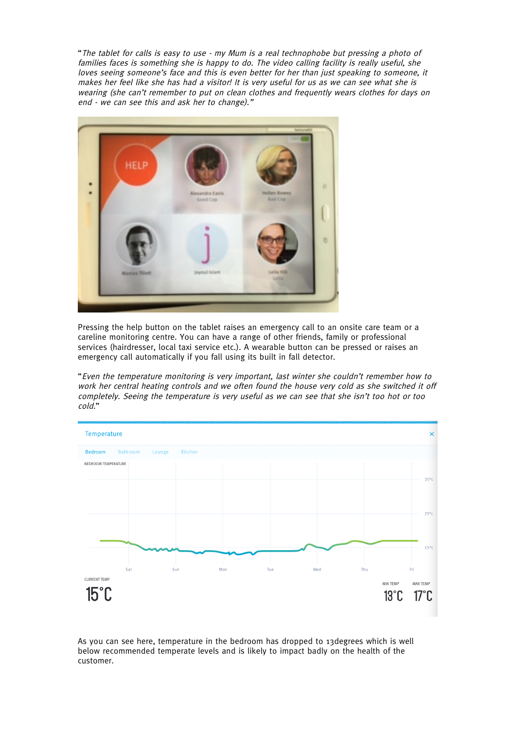"*The tablet for calls is easy to use - my Mum is a real technophobe but pressing a photo of families faces is something she is happy to do. The video calling facility is really useful, she loves seeing someone's face and this is even better for her than just speaking to someone, it makes her feel like she has had a visitor! It is very useful for us as we can see what she is wearing (she can't remember to put on clean clothes and frequently wears clothes for days on end - we can see this and ask her to change).*"

HELP

Alexandra Eavis
Good Cop

Hellen Bowey
Bad Cop

Marcus Tillett

Joynul Islam

Leila Hill
Leila

Pressing the help button on the tablet raises an emergency call to an onsite care team or a careline monitoring centre. You can have a range of other friends, family or professional services (hairdresser, local taxi service etc.). A wearable button can be pressed or raises an emergency call automatically if you fall using its built in fall detector.

"*Even the temperature monitoring is very important, last winter she couldn't remember how to work her central heating controls and we often found the house very cold as she switched it off completely. Seeing the temperature is very useful as we can see that she isn't too hot or too cold.*"

Temperature

Bedroom Bathroom Lounge Kitchen

BEDROOM TEMPERATURE

35°c
25°c
15°c

Sat Sun Mon Tue Wed Thu Fri

CURRENT TEMP
15°C

MIN TEMP
13°C

MAX TEMP
17°C

As you can see here, temperature in the bedroom has dropped to 13degrees which is well below recommended temperate levels and is likely to impact badly on the health of the customer.